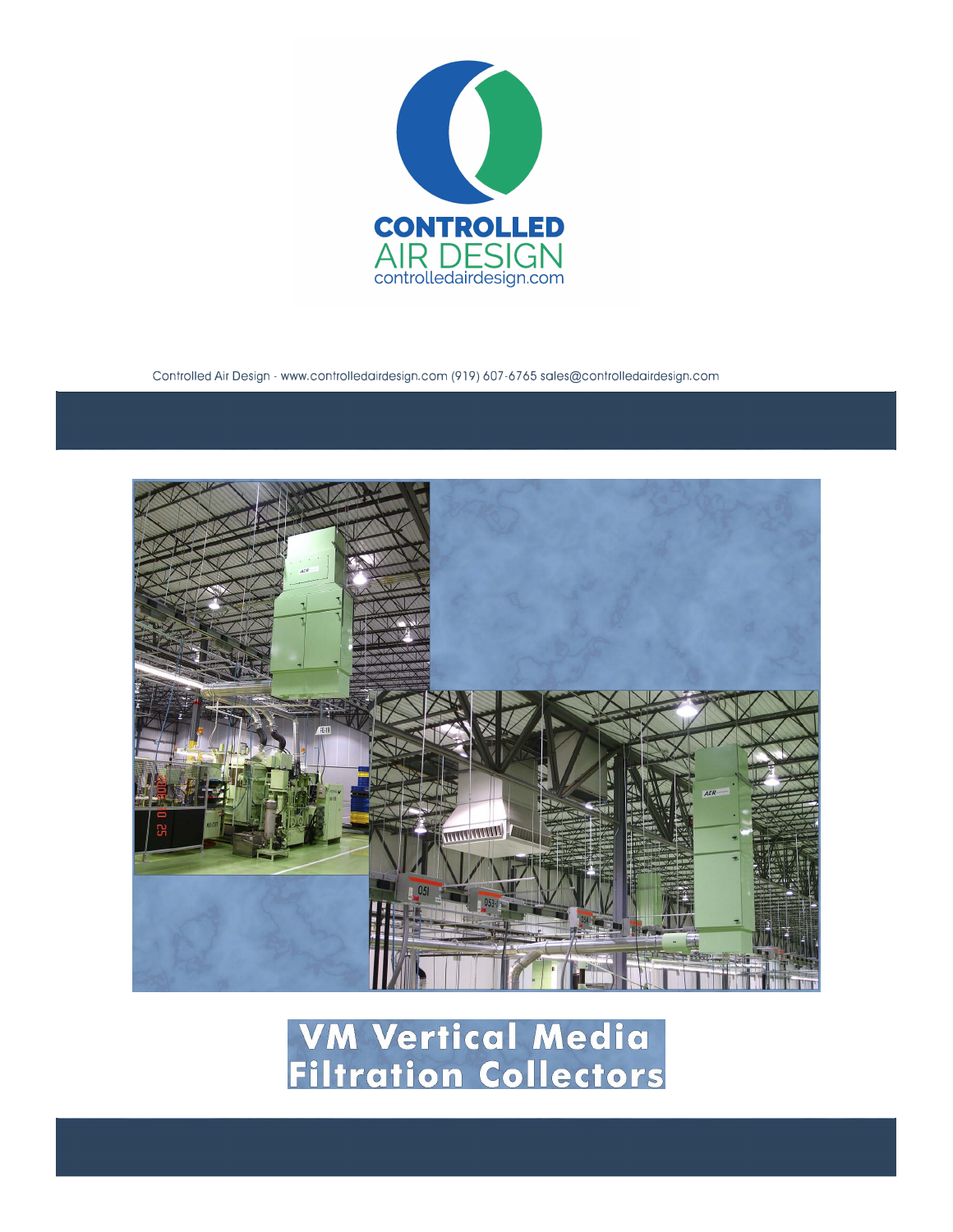**CONTROLLED AIR DESIGN**
controlledairdesign.com

Controlled Air Design - www.controlledairdesign.com (919) 607-6765 sales@controlledairdesign.com

# VM Vertical Media Filtration Collectors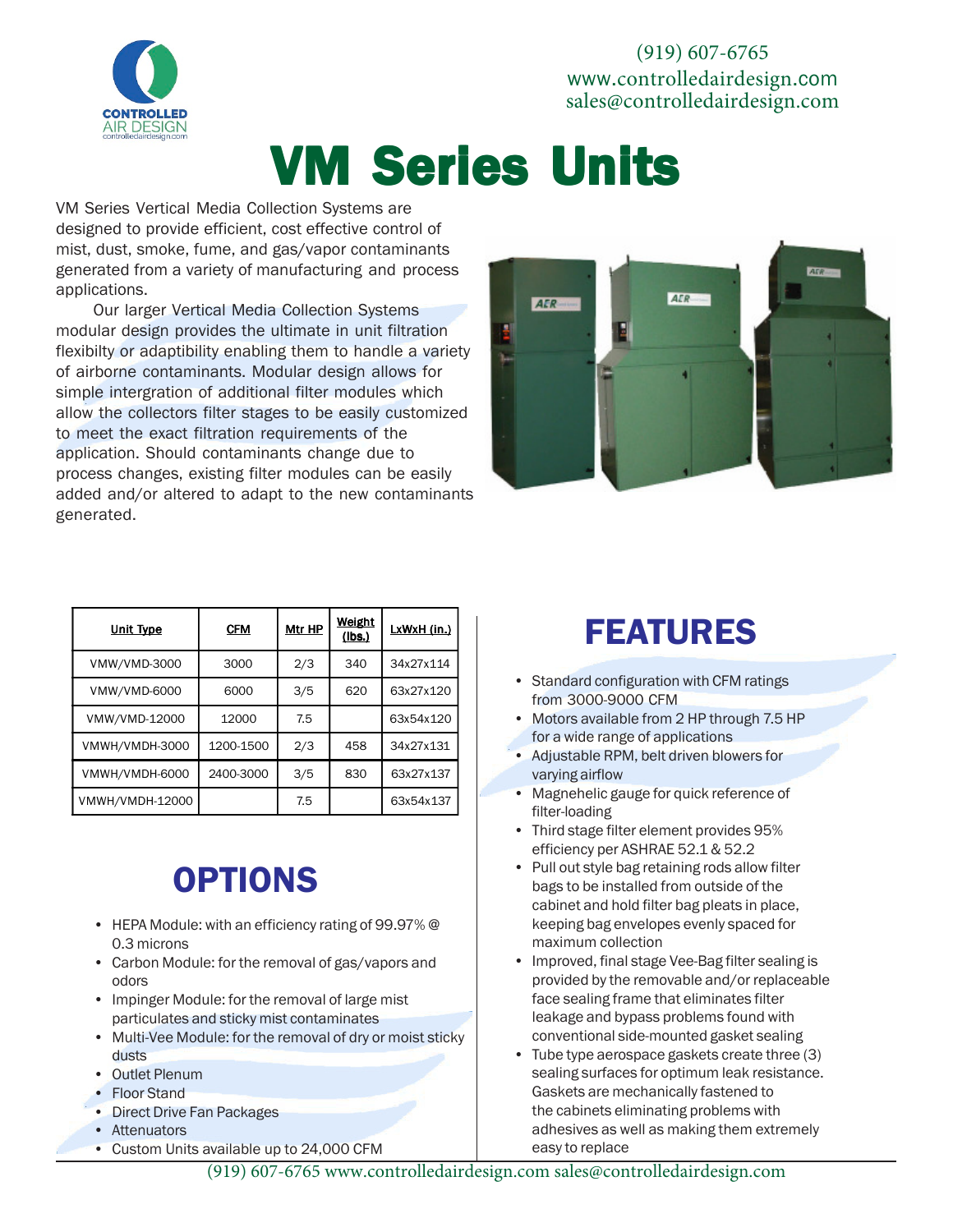CONTROLLED AIR DESIGN

(919) 607-6765
www.controlledairdesign.com
sales@controlledairdesign.com

# VM Series Units

VM Series Vertical Media Collection Systems are designed to provide efficient, cost effective control of mist, dust, smoke, fume, and gas/vapor contaminants generated from a variety of manufacturing and process applications.

Our larger Vertical Media Collection Systems modular design provides the ultimate in unit filtration flexibilty or adaptibility enabling them to handle a variety of airborne contaminants. Modular design allows for simple intergration of additional filter modules which allow the collectors filter stages to be easily customized to meet the exact filtration requirements of the application. Should contaminants change due to process changes, existing filter modules can be easily added and/or altered to adapt to the new contaminants generated.

| Unit Type | CFM | Mtr HP | Weight (lbs.) | LxWxH (in.) |
|---|---|---|---|---|
| VMW/VMD-3000 | 3000 | 2/3 | 340 | 34x27x114 |
| VMW/VMD-6000 | 6000 | 3/5 | 620 | 63x27x120 |
| VMW/VMD-12000 | 12000 | 7.5 | | 63x54x120 |
| VMWH/VMDH-3000 | 1200-1500 | 2/3 | 458 | 34x27x131 |
| VMWH/VMDH-6000 | 2400-3000 | 3/5 | 830 | 63x27x137 |
| VMWH/VMDH-12000 | | 7.5 | | 63x54x137 |

## OPTIONS

- HEPA Module: with an efficiency rating of 99.97% @ 0.3 microns
- Carbon Module: for the removal of gas/vapors and odors
- Impinger Module: for the removal of large mist particulates and sticky mist contaminates
- Multi-Vee Module: for the removal of dry or moist sticky dusts
- Outlet Plenum
- Floor Stand
- Direct Drive Fan Packages
- Attenuators
- Custom Units available up to 24,000 CFM

## FEATURES

- Standard configuration with CFM ratings from 3000-9000 CFM
- Motors available from 2 HP through 7.5 HP for a wide range of applications
- Adjustable RPM, belt driven blowers for varying airflow
- Magnehelic gauge for quick reference of filter-loading
- Third stage filter element provides 95% efficiency per ASHRAE 52.1 & 52.2
- Pull out style bag retaining rods allow filter bags to be installed from outside of the cabinet and hold filter bag pleats in place, keeping bag envelopes evenly spaced for maximum collection
- Improved, final stage Vee-Bag filter sealing is provided by the removable and/or replaceable face sealing frame that eliminates filter leakage and bypass problems found with conventional side-mounted gasket sealing
- Tube type aerospace gaskets create three (3) sealing surfaces for optimum leak resistance. Gaskets are mechanically fastened to the cabinets eliminating problems with adhesives as well as making them extremely easy to replace